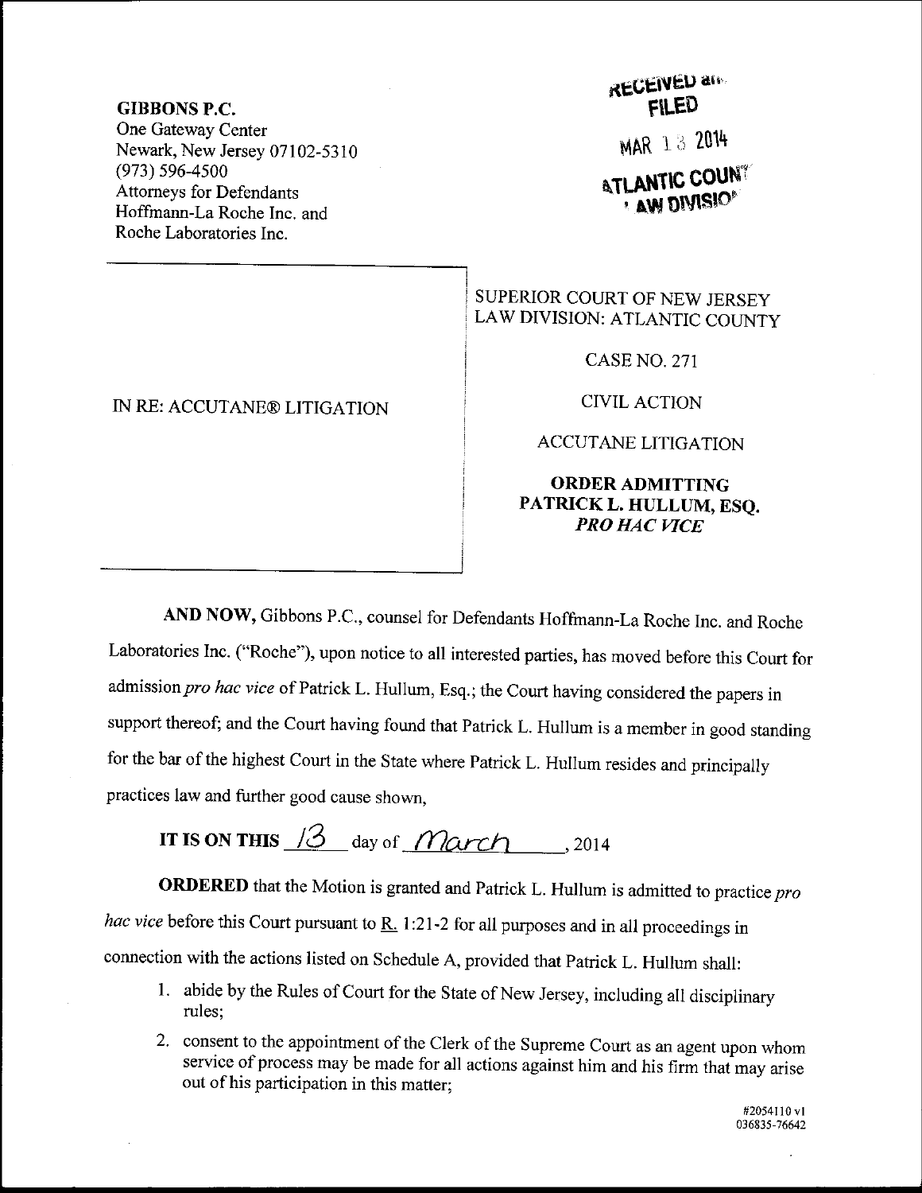**GIBBONS P.C.**
One Gateway Center
Newark, New Jersey 07102-5310
(973) 596-4500
Attorneys for Defendants
Hoffmann-La Roche Inc. and
Roche Laboratories Inc.

RECEIVED and
FILED
MAR 13 2014
ATLANTIC COUNTY
LAW DIVISION

IN RE: ACCUTANE® LITIGATION

SUPERIOR COURT OF NEW JERSEY
LAW DIVISION: ATLANTIC COUNTY

CASE NO. 271

CIVIL ACTION

ACCUTANE LITIGATION

**ORDER ADMITTING PATRICK L. HULLUM, ESQ. *PRO HAC VICE***

**AND NOW,** Gibbons P.C., counsel for Defendants Hoffmann-La Roche Inc. and Roche Laboratories Inc. ("Roche"), upon notice to all interested parties, has moved before this Court for admission *pro hac vice* of Patrick L. Hullum, Esq.; the Court having considered the papers in support thereof; and the Court having found that Patrick L. Hullum is a member in good standing for the bar of the highest Court in the State where Patrick L. Hullum resides and principally practices law and further good cause shown,

**IT IS ON THIS** 13 day of March, 2014

**ORDERED** that the Motion is granted and Patrick L. Hullum is admitted to practice *pro hac vice* before this Court pursuant to R. 1:21-2 for all purposes and in all proceedings in connection with the actions listed on Schedule A, provided that Patrick L. Hullum shall:

1. abide by the Rules of Court for the State of New Jersey, including all disciplinary rules;
2. consent to the appointment of the Clerk of the Supreme Court as an agent upon whom service of process may be made for all actions against him and his firm that may arise out of his participation in this matter;

#2054110 v1
036835-76642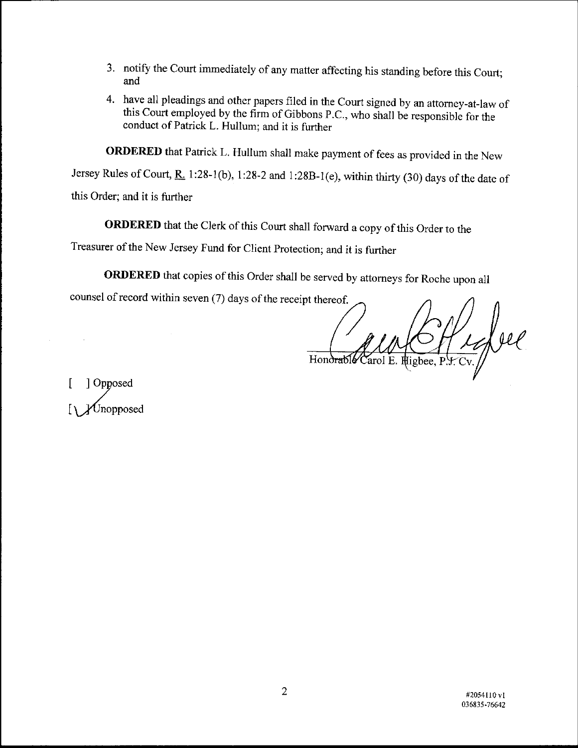3. notify the Court immediately of any matter affecting his standing before this Court; and

4. have all pleadings and other papers filed in the Court signed by an attorney-at-law of this Court employed by the firm of Gibbons P.C., who shall be responsible for the conduct of Patrick L. Hullum; and it is further

**ORDERED** that Patrick L. Hullum shall make payment of fees as provided in the New Jersey Rules of Court, R. 1:28-1(b), 1:28-2 and 1:28B-1(e), within thirty (30) days of the date of this Order; and it is further

**ORDERED** that the Clerk of this Court shall forward a copy of this Order to the Treasurer of the New Jersey Fund for Client Protection; and it is further

**ORDERED** that copies of this Order shall be served by attorneys for Roche upon all counsel of record within seven (7) days of the receipt thereof.

Honorable Carol E. Higbee, P.J. Cv.

[ ] Opposed
[✓] Unopposed

#2054110 v1
036835-76642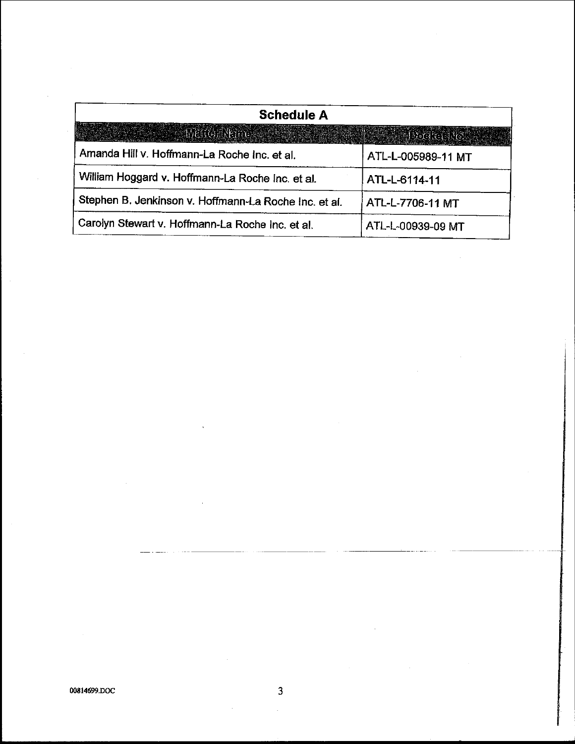| Schedule A | |
| --- | --- |
| Matter Name | Docket No. |
| Amanda Hill v. Hoffmann-La Roche Inc. et al. | ATL-L-005989-11 MT |
| William Hoggard v. Hoffmann-La Roche Inc. et al. | ATL-L-6114-11 |
| Stephen B. Jenkinson v. Hoffmann-La Roche Inc. et al. | ATL-L-7706-11 MT |
| Carolyn Stewart v. Hoffmann-La Roche Inc. et al. | ATL-L-00939-09 MT |

00814699.DOC